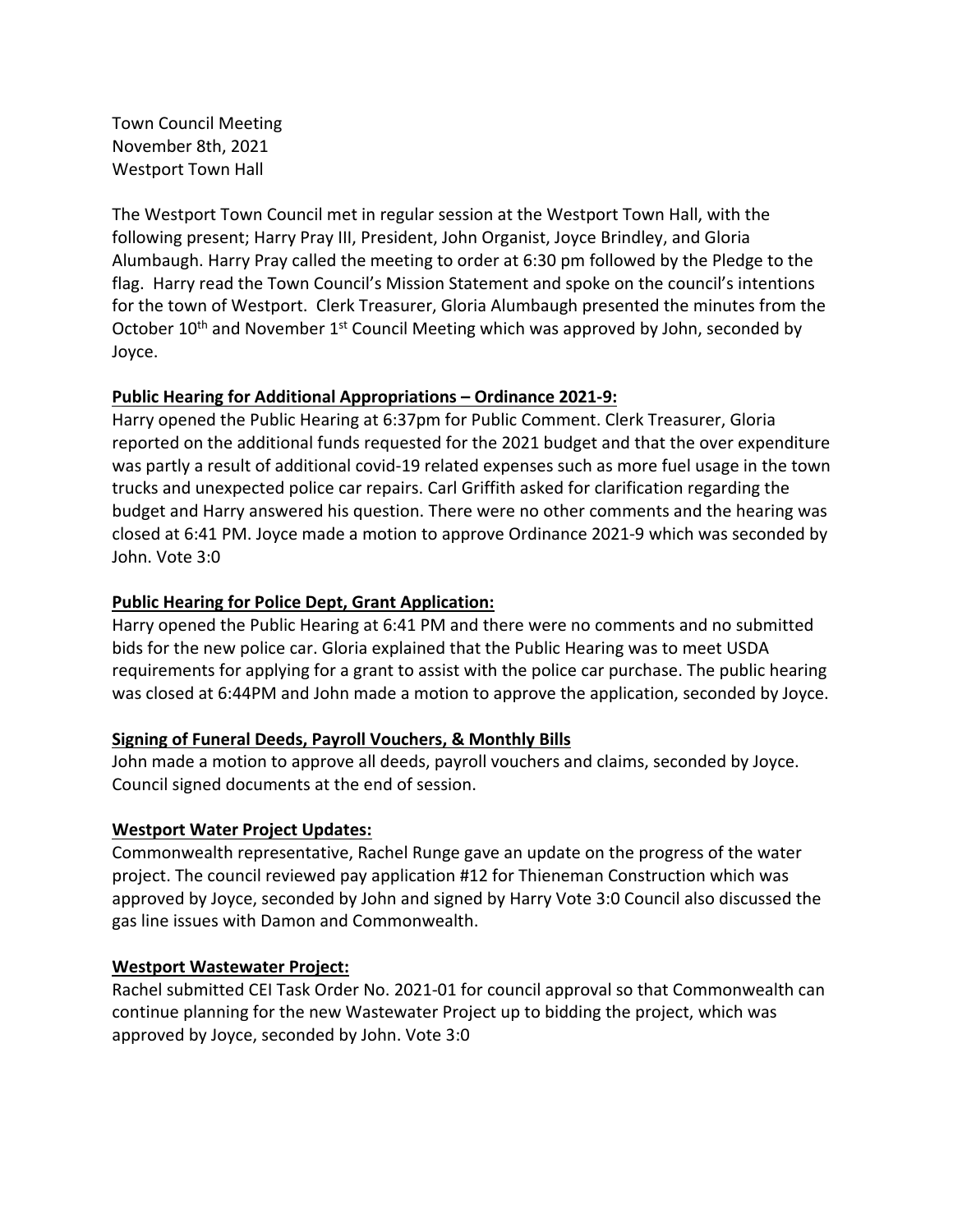Town Council Meeting
November 8th, 2021
Westport Town Hall

The Westport Town Council met in regular session at the Westport Town Hall, with the following present; Harry Pray III, President, John Organist, Joyce Brindley, and Gloria Alumbaugh. Harry Pray called the meeting to order at 6:30 pm followed by the Pledge to the flag. Harry read the Town Council's Mission Statement and spoke on the council's intentions for the town of Westport. Clerk Treasurer, Gloria Alumbaugh presented the minutes from the October 10th and November 1st Council Meeting which was approved by John, seconded by Joyce.

**Public Hearing for Additional Appropriations – Ordinance 2021-9:**

Harry opened the Public Hearing at 6:37pm for Public Comment. Clerk Treasurer, Gloria reported on the additional funds requested for the 2021 budget and that the over expenditure was partly a result of additional covid-19 related expenses such as more fuel usage in the town trucks and unexpected police car repairs. Carl Griffith asked for clarification regarding the budget and Harry answered his question. There were no other comments and the hearing was closed at 6:41 PM. Joyce made a motion to approve Ordinance 2021-9 which was seconded by John. Vote 3:0

**Public Hearing for Police Dept, Grant Application:**

Harry opened the Public Hearing at 6:41 PM and there were no comments and no submitted bids for the new police car. Gloria explained that the Public Hearing was to meet USDA requirements for applying for a grant to assist with the police car purchase. The public hearing was closed at 6:44PM and John made a motion to approve the application, seconded by Joyce.

**Signing of Funeral Deeds, Payroll Vouchers, & Monthly Bills**

John made a motion to approve all deeds, payroll vouchers and claims, seconded by Joyce. Council signed documents at the end of session.

**Westport Water Project Updates:**

Commonwealth representative, Rachel Runge gave an update on the progress of the water project. The council reviewed pay application #12 for Thieneman Construction which was approved by Joyce, seconded by John and signed by Harry Vote 3:0 Council also discussed the gas line issues with Damon and Commonwealth.

**Westport Wastewater Project:**

Rachel submitted CEI Task Order No. 2021-01 for council approval so that Commonwealth can continue planning for the new Wastewater Project up to bidding the project, which was approved by Joyce, seconded by John. Vote 3:0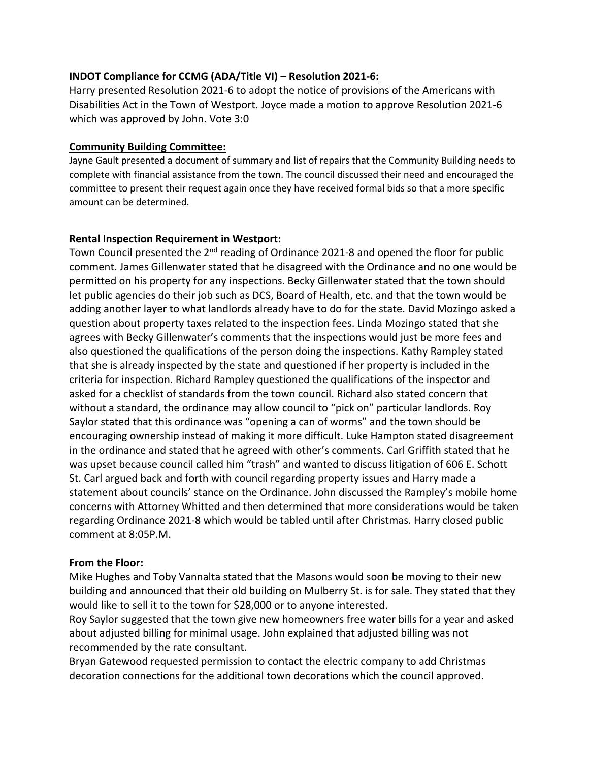**INDOT Compliance for CCMG (ADA/Title VI) – Resolution 2021-6:**

Harry presented Resolution 2021-6 to adopt the notice of provisions of the Americans with Disabilities Act in the Town of Westport. Joyce made a motion to approve Resolution 2021-6 which was approved by John. Vote 3:0

**Community Building Committee:**

Jayne Gault presented a document of summary and list of repairs that the Community Building needs to complete with financial assistance from the town. The council discussed their need and encouraged the committee to present their request again once they have received formal bids so that a more specific amount can be determined.

**Rental Inspection Requirement in Westport:**

Town Council presented the 2nd reading of Ordinance 2021-8 and opened the floor for public comment. James Gillenwater stated that he disagreed with the Ordinance and no one would be permitted on his property for any inspections. Becky Gillenwater stated that the town should let public agencies do their job such as DCS, Board of Health, etc. and that the town would be adding another layer to what landlords already have to do for the state. David Mozingo asked a question about property taxes related to the inspection fees. Linda Mozingo stated that she agrees with Becky Gillenwater's comments that the inspections would just be more fees and also questioned the qualifications of the person doing the inspections. Kathy Rampley stated that she is already inspected by the state and questioned if her property is included in the criteria for inspection. Richard Rampley questioned the qualifications of the inspector and asked for a checklist of standards from the town council. Richard also stated concern that without a standard, the ordinance may allow council to "pick on" particular landlords. Roy Saylor stated that this ordinance was "opening a can of worms" and the town should be encouraging ownership instead of making it more difficult. Luke Hampton stated disagreement in the ordinance and stated that he agreed with other's comments. Carl Griffith stated that he was upset because council called him "trash" and wanted to discuss litigation of 606 E. Schott St. Carl argued back and forth with council regarding property issues and Harry made a statement about councils' stance on the Ordinance. John discussed the Rampley's mobile home concerns with Attorney Whitted and then determined that more considerations would be taken regarding Ordinance 2021-8 which would be tabled until after Christmas. Harry closed public comment at 8:05P.M.

**From the Floor:**

Mike Hughes and Toby Vannalta stated that the Masons would soon be moving to their new building and announced that their old building on Mulberry St. is for sale. They stated that they would like to sell it to the town for $28,000 or to anyone interested.

Roy Saylor suggested that the town give new homeowners free water bills for a year and asked about adjusted billing for minimal usage. John explained that adjusted billing was not recommended by the rate consultant.

Bryan Gatewood requested permission to contact the electric company to add Christmas decoration connections for the additional town decorations which the council approved.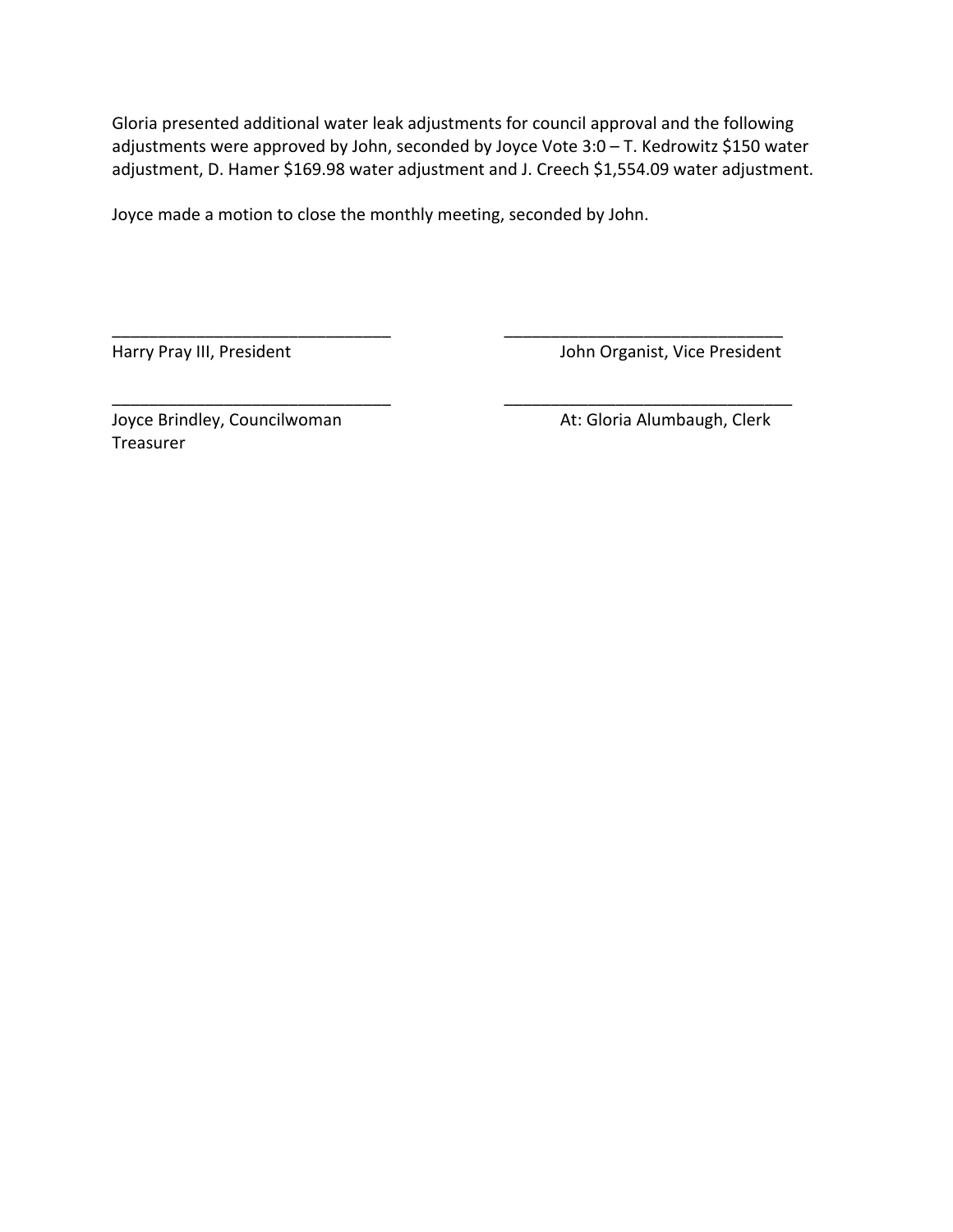Gloria presented additional water leak adjustments for council approval and the following adjustments were approved by John, seconded by Joyce Vote 3:0 – T. Kedrowitz $150 water adjustment, D. Hamer $169.98 water adjustment and J. Creech $1,554.09 water adjustment.

Joyce made a motion to close the monthly meeting, seconded by John.

| | |
|---|---|
| ______________________________ | ______________________________ |
| Harry Pray III, President | John Organist, Vice President |
| ______________________________ | ______________________________ |
| Joyce Brindley, Councilwoman<br>Treasurer | At: Gloria Alumbaugh, Clerk |